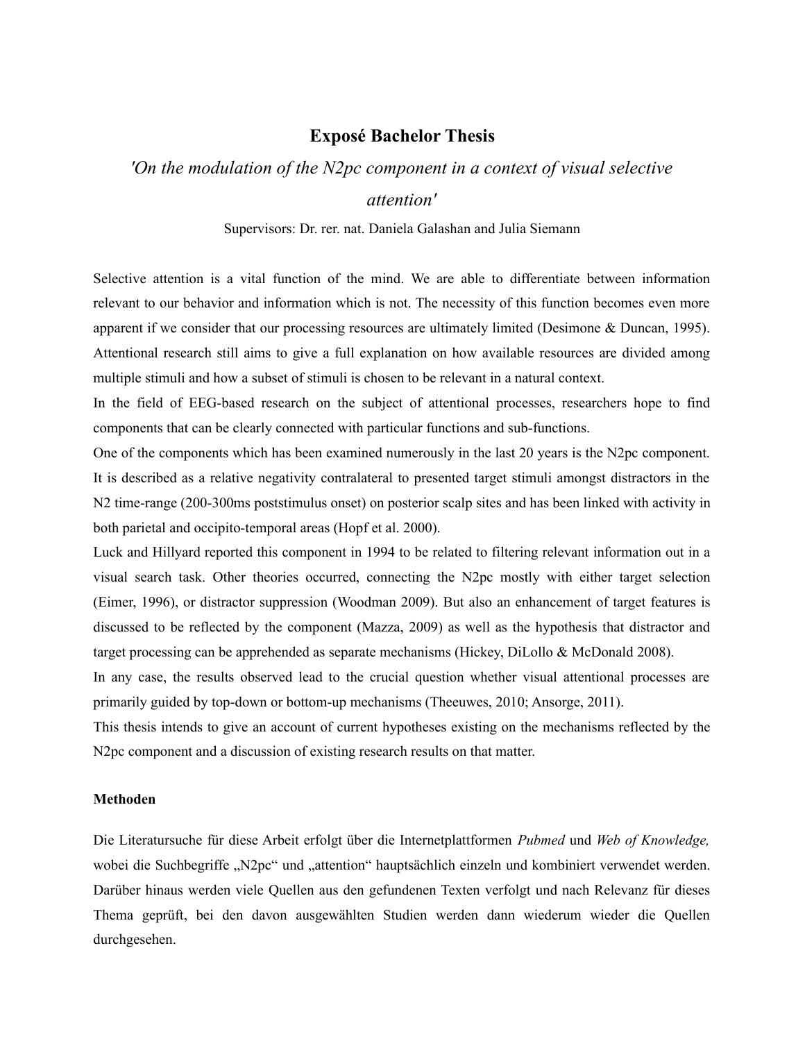# Exposé Bachelor Thesis

## *'On the modulation of the N2pc component in a context of visual selective attention'*

Supervisors: Dr. rer. nat. Daniela Galashan and Julia Siemann

Selective attention is a vital function of the mind. We are able to differentiate between information relevant to our behavior and information which is not. The necessity of this function becomes even more apparent if we consider that our processing resources are ultimately limited (Desimone & Duncan, 1995). Attentional research still aims to give a full explanation on how available resources are divided among multiple stimuli and how a subset of stimuli is chosen to be relevant in a natural context.

In the field of EEG-based research on the subject of attentional processes, researchers hope to find components that can be clearly connected with particular functions and sub-functions.

One of the components which has been examined numerously in the last 20 years is the N2pc component. It is described as a relative negativity contralateral to presented target stimuli amongst distractors in the N2 time-range (200-300ms poststimulus onset) on posterior scalp sites and has been linked with activity in both parietal and occipito-temporal areas (Hopf et al. 2000).

Luck and Hillyard reported this component in 1994 to be related to filtering relevant information out in a visual search task. Other theories occurred, connecting the N2pc mostly with either target selection (Eimer, 1996), or distractor suppression (Woodman 2009). But also an enhancement of target features is discussed to be reflected by the component (Mazza, 2009) as well as the hypothesis that distractor and target processing can be apprehended as separate mechanisms (Hickey, DiLollo & McDonald 2008).

In any case, the results observed lead to the crucial question whether visual attentional processes are primarily guided by top-down or bottom-up mechanisms (Theeuwes, 2010; Ansorge, 2011).

This thesis intends to give an account of current hypotheses existing on the mechanisms reflected by the N2pc component and a discussion of existing research results on that matter.

**Methoden**

Die Literatursuche für diese Arbeit erfolgt über die Internetplattformen *Pubmed* und *Web of Knowledge,* wobei die Suchbegriffe „N2pc" und „attention" hauptsächlich einzeln und kombiniert verwendet werden. Darüber hinaus werden viele Quellen aus den gefundenen Texten verfolgt und nach Relevanz für dieses Thema geprüft, bei den davon ausgewählten Studien werden dann wiederum wieder die Quellen durchgesehen.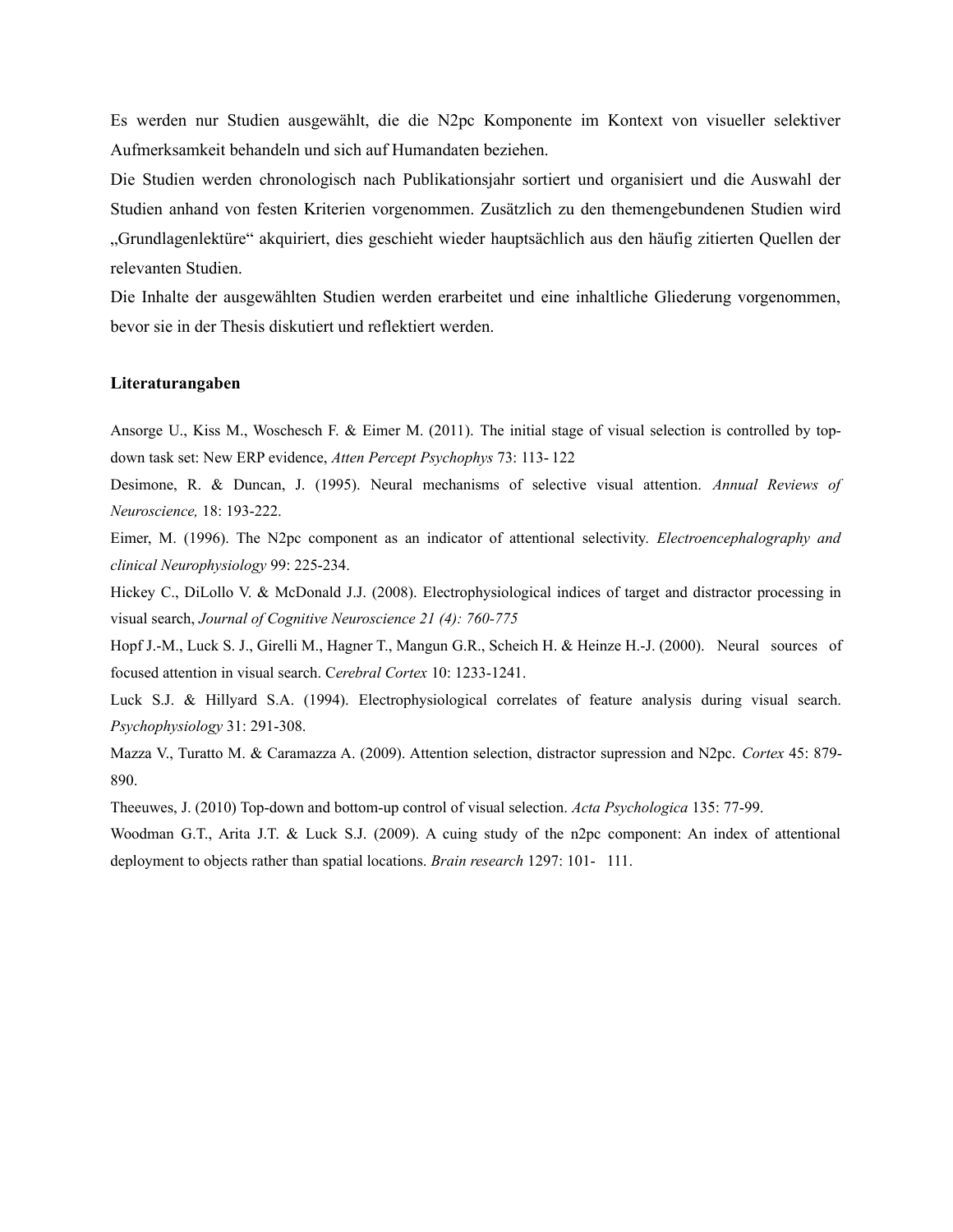Es werden nur Studien ausgewählt, die die N2pc Komponente im Kontext von visueller selektiver Aufmerksamkeit behandeln und sich auf Humandaten beziehen.

Die Studien werden chronologisch nach Publikationsjahr sortiert und organisiert und die Auswahl der Studien anhand von festen Kriterien vorgenommen. Zusätzlich zu den themengebundenen Studien wird „Grundlagenlektüre" akquiriert, dies geschieht wieder hauptsächlich aus den häufig zitierten Quellen der relevanten Studien.

Die Inhalte der ausgewählten Studien werden erarbeitet und eine inhaltliche Gliederung vorgenommen, bevor sie in der Thesis diskutiert und reflektiert werden.

**Literaturangaben**

Ansorge U., Kiss M., Woschesch F. & Eimer M. (2011). The initial stage of visual selection is controlled by top-down task set: New ERP evidence, *Atten Percept Psychophys* 73: 113- 122

Desimone, R. & Duncan, J. (1995). Neural mechanisms of selective visual attention. *Annual Reviews of Neuroscience,* 18: 193-222.

Eimer, M. (1996). The N2pc component as an indicator of attentional selectivity. *Electroencephalography and clinical Neurophysiology* 99: 225-234.

Hickey C., DiLollo V. & McDonald J.J. (2008). Electrophysiological indices of target and distractor processing in visual search, *Journal of Cognitive Neuroscience 21 (4): 760-775*

Hopf J.-M., Luck S. J., Girelli M., Hagner T., Mangun G.R., Scheich H. & Heinze H.-J. (2000). Neural sources of focused attention in visual search. C*erebral Cortex* 10: 1233-1241.

Luck S.J. & Hillyard S.A. (1994). Electrophysiological correlates of feature analysis during visual search. *Psychophysiology* 31: 291-308.

Mazza V., Turatto M. & Caramazza A. (2009). Attention selection, distractor supression and N2pc. *Cortex* 45: 879-890.

Theeuwes, J. (2010) Top-down and bottom-up control of visual selection. *Acta Psychologica* 135: 77-99.

Woodman G.T., Arita J.T. & Luck S.J. (2009). A cuing study of the n2pc component: An index of attentional deployment to objects rather than spatial locations. *Brain research* 1297: 101- 111.